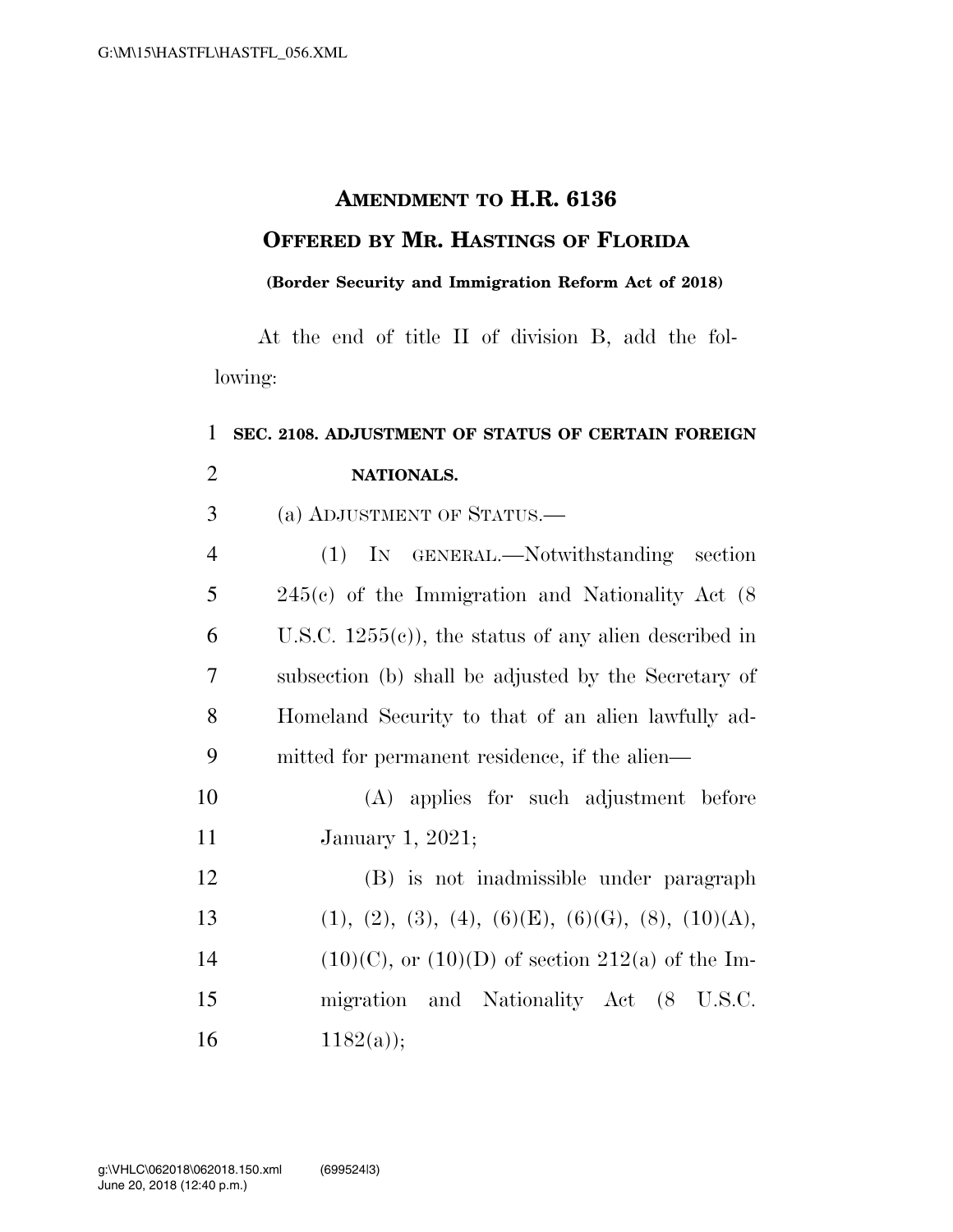# AMENDMENT TO H.R. 6136

## OFFERED BY MR. HASTINGS OF FLORIDA

**(Border Security and Immigration Reform Act of 2018)**

At the end of title II of division B, add the following:

**SEC. 2108. ADJUSTMENT OF STATUS OF CERTAIN FOREIGN NATIONALS.**

(a) ADJUSTMENT OF STATUS.—

(1) IN GENERAL.—Notwithstanding section 245(c) of the Immigration and Nationality Act (8 U.S.C. 1255(c)), the status of any alien described in subsection (b) shall be adjusted by the Secretary of Homeland Security to that of an alien lawfully admitted for permanent residence, if the alien—

(A) applies for such adjustment before January 1, 2021;

(B) is not inadmissible under paragraph (1), (2), (3), (4), (6)(E), (6)(G), (8), (10)(A), (10)(C), or (10)(D) of section 212(a) of the Immigration and Nationality Act (8 U.S.C. 1182(a));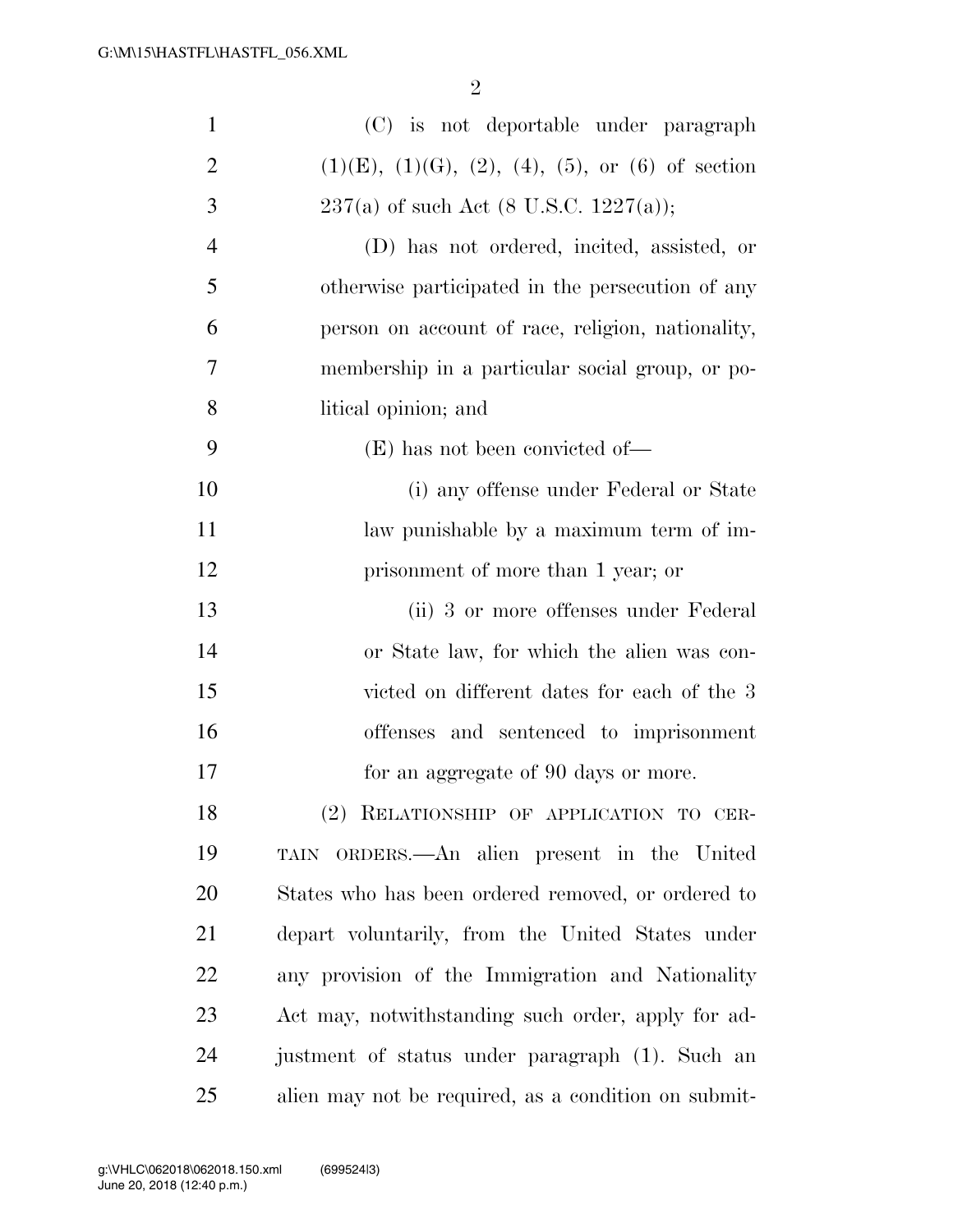(C) is not deportable under paragraph (1)(E), (1)(G), (2), (4), (5), or (6) of section 237(a) of such Act (8 U.S.C. 1227(a));

(D) has not ordered, incited, assisted, or otherwise participated in the persecution of any person on account of race, religion, nationality, membership in a particular social group, or political opinion; and

(E) has not been convicted of—

(i) any offense under Federal or State law punishable by a maximum term of imprisonment of more than 1 year; or

(ii) 3 or more offenses under Federal or State law, for which the alien was convicted on different dates for each of the 3 offenses and sentenced to imprisonment for an aggregate of 90 days or more.

(2) RELATIONSHIP OF APPLICATION TO CERTAIN ORDERS.—An alien present in the United States who has been ordered removed, or ordered to depart voluntarily, from the United States under any provision of the Immigration and Nationality Act may, notwithstanding such order, apply for adjustment of status under paragraph (1). Such an alien may not be required, as a condition on submit-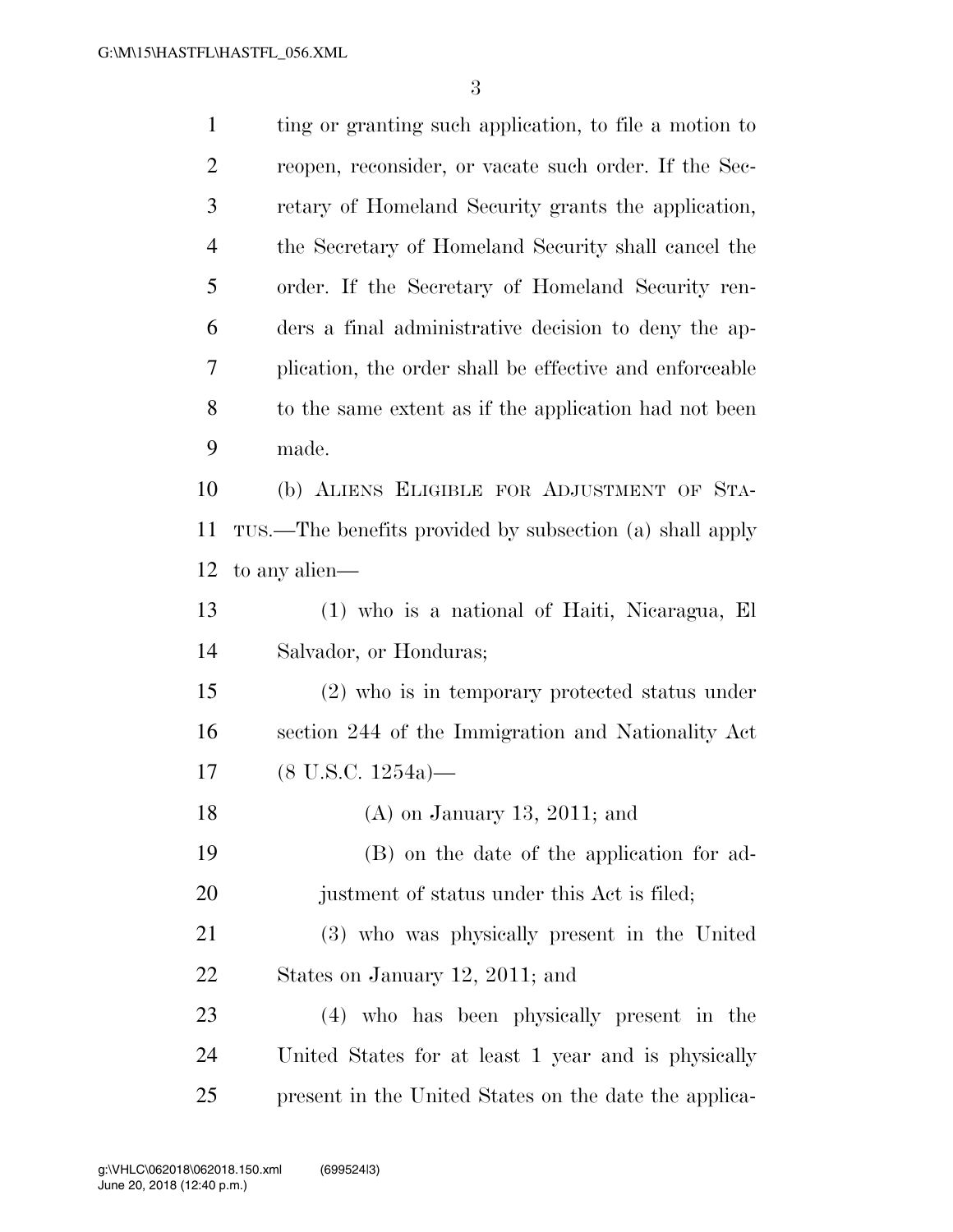ting or granting such application, to file a motion to reopen, reconsider, or vacate such order. If the Secretary of Homeland Security grants the application, the Secretary of Homeland Security shall cancel the order. If the Secretary of Homeland Security renders a final administrative decision to deny the application, the order shall be effective and enforceable to the same extent as if the application had not been made.

(b) ALIENS ELIGIBLE FOR ADJUSTMENT OF STATUS.—The benefits provided by subsection (a) shall apply to any alien—

(1) who is a national of Haiti, Nicaragua, El Salvador, or Honduras;

(2) who is in temporary protected status under section 244 of the Immigration and Nationality Act (8 U.S.C. 1254a)—

(A) on January 13, 2011; and

(B) on the date of the application for adjustment of status under this Act is filed;

(3) who was physically present in the United States on January 12, 2011; and

(4) who has been physically present in the United States for at least 1 year and is physically present in the United States on the date the applica-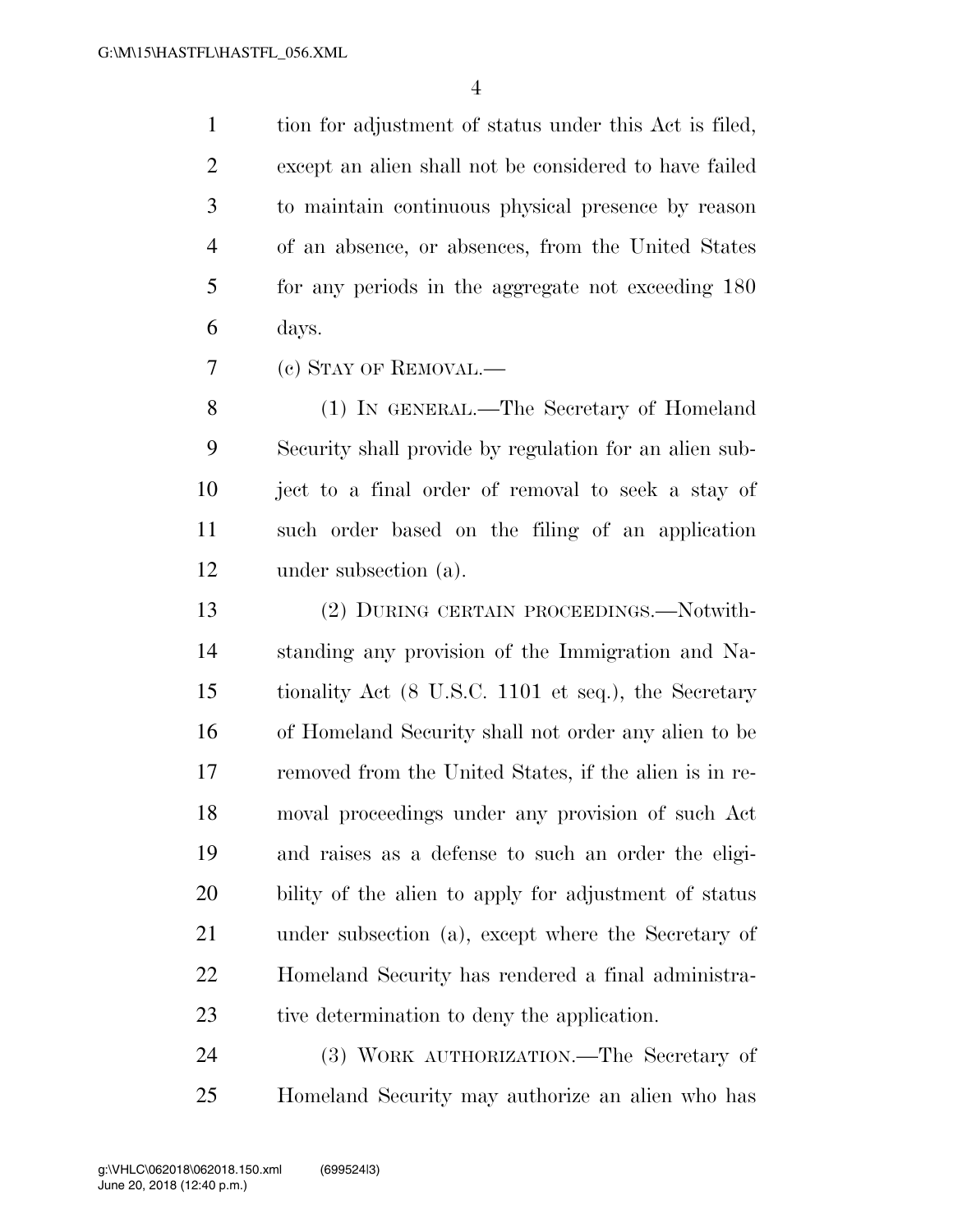tion for adjustment of status under this Act is filed, except an alien shall not be considered to have failed to maintain continuous physical presence by reason of an absence, or absences, from the United States for any periods in the aggregate not exceeding 180 days.

(c) STAY OF REMOVAL.—

(1) IN GENERAL.—The Secretary of Homeland Security shall provide by regulation for an alien subject to a final order of removal to seek a stay of such order based on the filing of an application under subsection (a).

(2) DURING CERTAIN PROCEEDINGS.—Notwithstanding any provision of the Immigration and Nationality Act (8 U.S.C. 1101 et seq.), the Secretary of Homeland Security shall not order any alien to be removed from the United States, if the alien is in removal proceedings under any provision of such Act and raises as a defense to such an order the eligibility of the alien to apply for adjustment of status under subsection (a), except where the Secretary of Homeland Security has rendered a final administrative determination to deny the application.

(3) WORK AUTHORIZATION.—The Secretary of Homeland Security may authorize an alien who has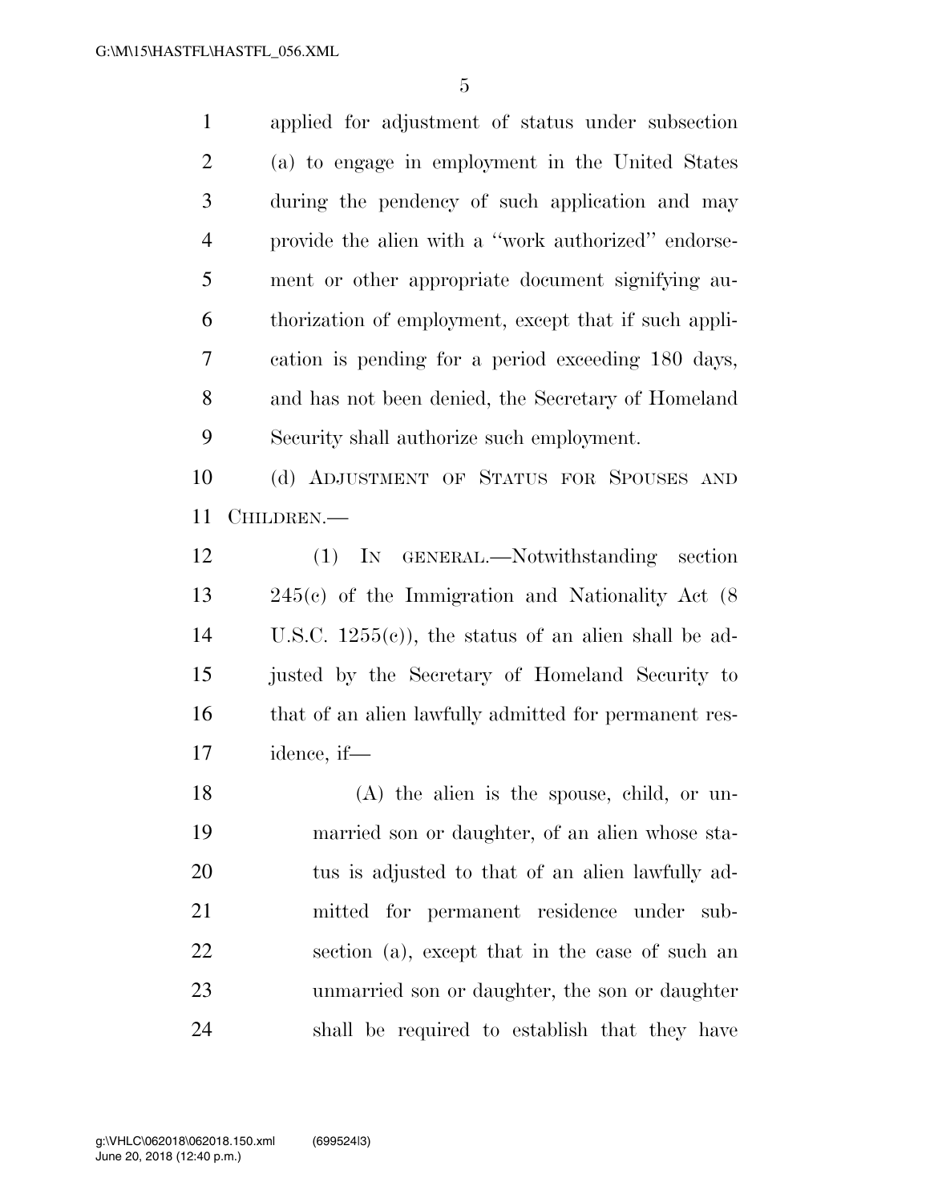applied for adjustment of status under subsection (a) to engage in employment in the United States during the pendency of such application and may provide the alien with a "work authorized" endorsement or other appropriate document signifying authorization of employment, except that if such application is pending for a period exceeding 180 days, and has not been denied, the Secretary of Homeland Security shall authorize such employment.

(d) ADJUSTMENT OF STATUS FOR SPOUSES AND CHILDREN.—

(1) IN GENERAL.—Notwithstanding section 245(c) of the Immigration and Nationality Act (8 U.S.C. 1255(c)), the status of an alien shall be adjusted by the Secretary of Homeland Security to that of an alien lawfully admitted for permanent residence, if—

(A) the alien is the spouse, child, or unmarried son or daughter, of an alien whose status is adjusted to that of an alien lawfully admitted for permanent residence under subsection (a), except that in the case of such an unmarried son or daughter, the son or daughter shall be required to establish that they have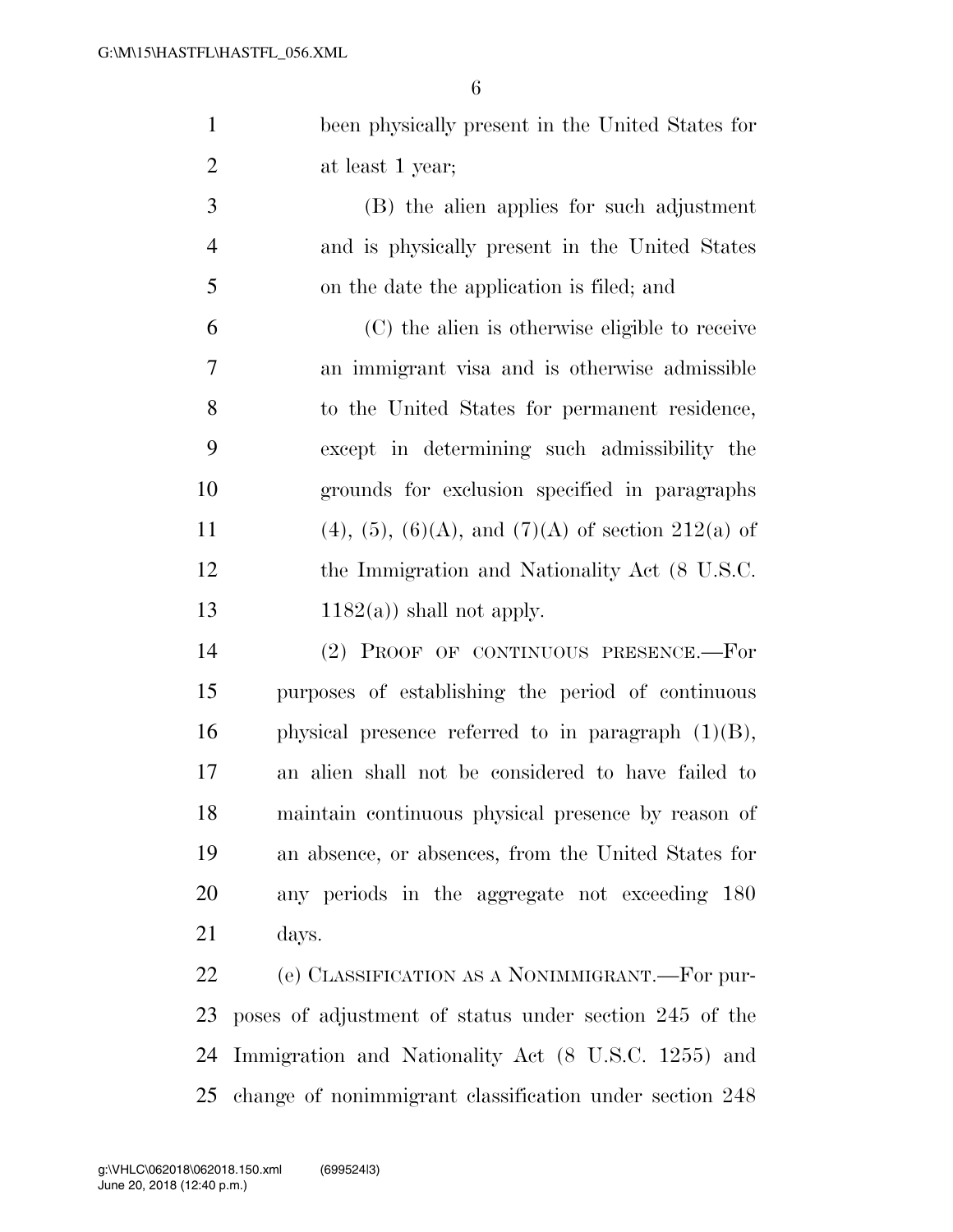been physically present in the United States for at least 1 year;

(B) the alien applies for such adjustment and is physically present in the United States on the date the application is filed; and

(C) the alien is otherwise eligible to receive an immigrant visa and is otherwise admissible to the United States for permanent residence, except in determining such admissibility the grounds for exclusion specified in paragraphs (4), (5), (6)(A), and (7)(A) of section 212(a) of the Immigration and Nationality Act (8 U.S.C. 1182(a)) shall not apply.

(2) PROOF OF CONTINUOUS PRESENCE.—For purposes of establishing the period of continuous physical presence referred to in paragraph (1)(B), an alien shall not be considered to have failed to maintain continuous physical presence by reason of an absence, or absences, from the United States for any periods in the aggregate not exceeding 180 days.

(e) CLASSIFICATION AS A NONIMMIGRANT.—For purposes of adjustment of status under section 245 of the Immigration and Nationality Act (8 U.S.C. 1255) and change of nonimmigrant classification under section 248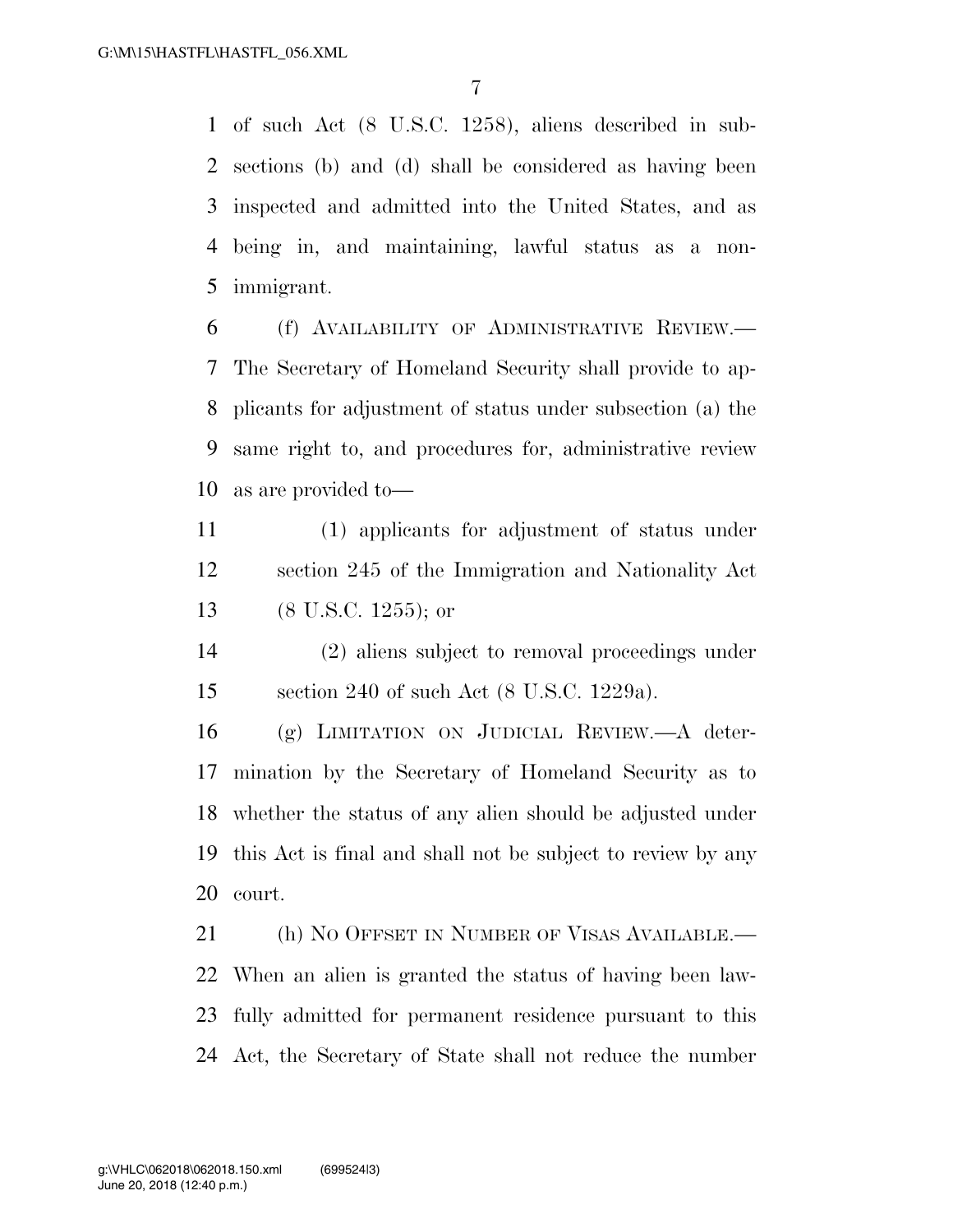of such Act (8 U.S.C. 1258), aliens described in subsections (b) and (d) shall be considered as having been inspected and admitted into the United States, and as being in, and maintaining, lawful status as a nonimmigrant.

(f) AVAILABILITY OF ADMINISTRATIVE REVIEW.—The Secretary of Homeland Security shall provide to applicants for adjustment of status under subsection (a) the same right to, and procedures for, administrative review as are provided to—

(1) applicants for adjustment of status under section 245 of the Immigration and Nationality Act (8 U.S.C. 1255); or

(2) aliens subject to removal proceedings under section 240 of such Act (8 U.S.C. 1229a).

(g) LIMITATION ON JUDICIAL REVIEW.—A determination by the Secretary of Homeland Security as to whether the status of any alien should be adjusted under this Act is final and shall not be subject to review by any court.

(h) NO OFFSET IN NUMBER OF VISAS AVAILABLE.—When an alien is granted the status of having been lawfully admitted for permanent residence pursuant to this Act, the Secretary of State shall not reduce the number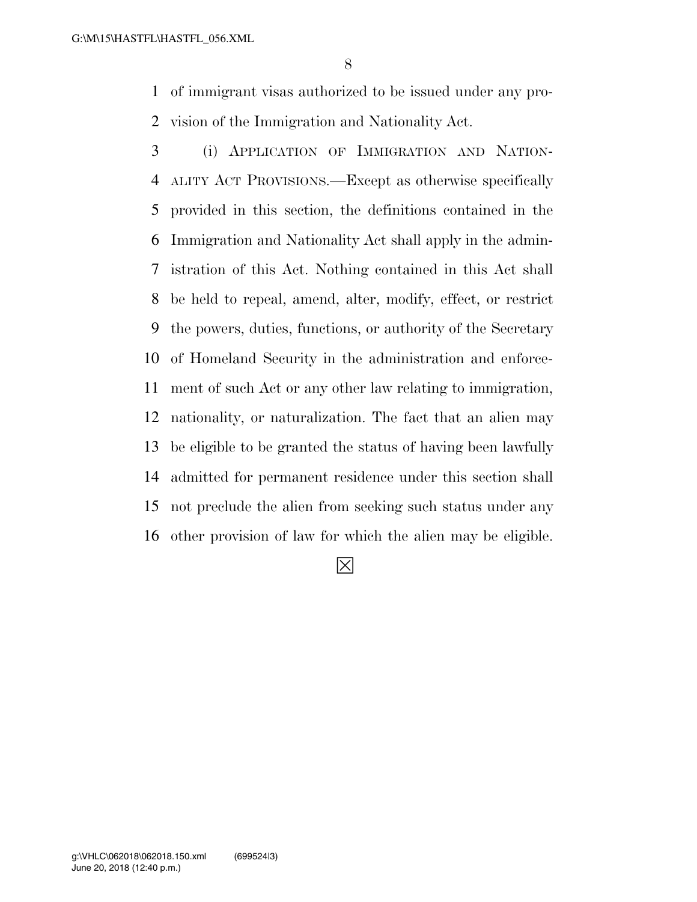of immigrant visas authorized to be issued under any provision of the Immigration and Nationality Act.

(i) APPLICATION OF IMMIGRATION AND NATIONALITY ACT PROVISIONS.—Except as otherwise specifically provided in this section, the definitions contained in the Immigration and Nationality Act shall apply in the administration of this Act. Nothing contained in this Act shall be held to repeal, amend, alter, modify, effect, or restrict the powers, duties, functions, or authority of the Secretary of Homeland Security in the administration and enforcement of such Act or any other law relating to immigration, nationality, or naturalization. The fact that an alien may be eligible to be granted the status of having been lawfully admitted for permanent residence under this section shall not preclude the alien from seeking such status under any other provision of law for which the alien may be eligible.